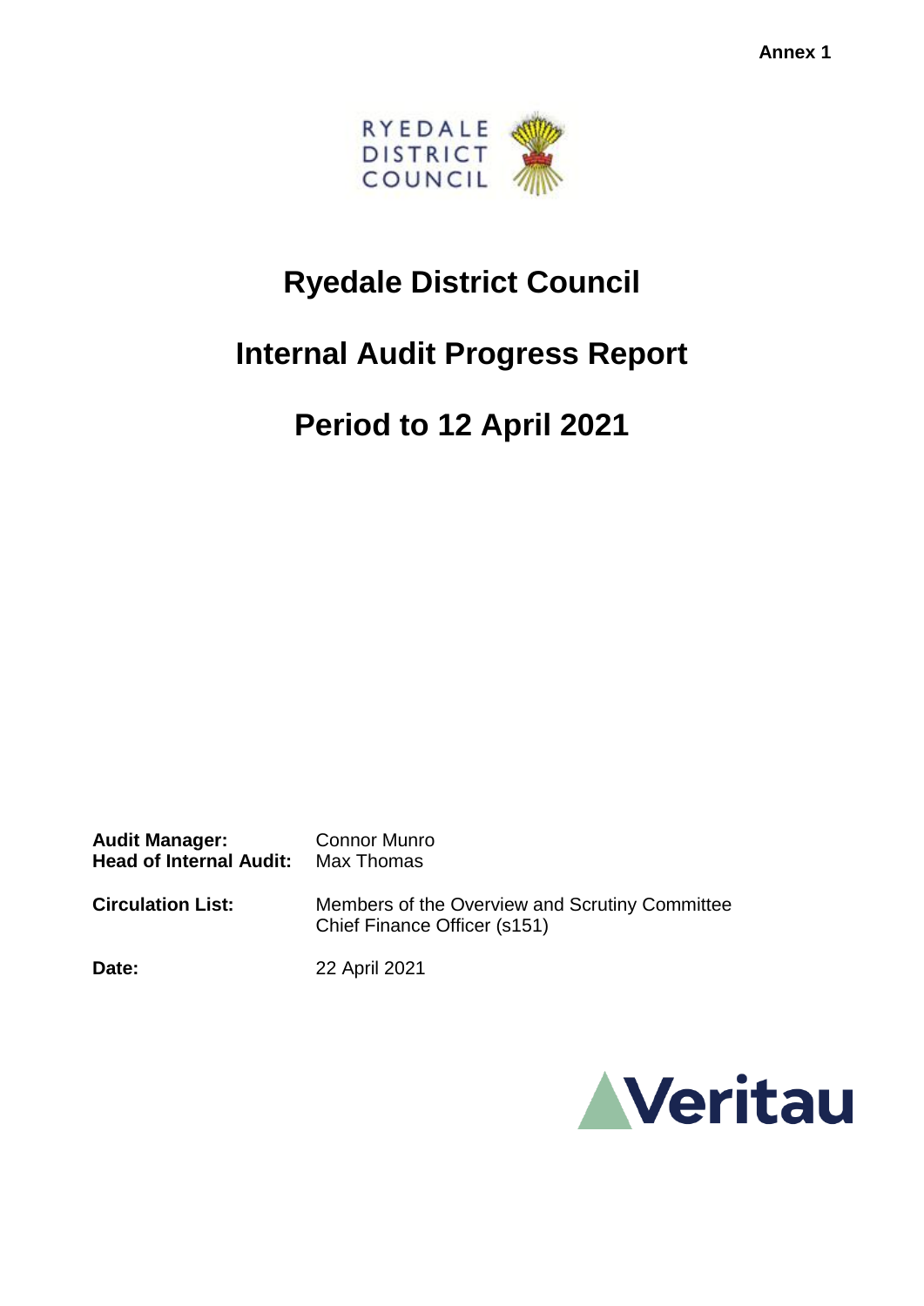Annex 1

RYEDALE DISTRICT COUNCIL

# Ryedale District Council

# Internal Audit Progress Report

# Period to 12 April 2021

**Audit Manager:** Connor Munro
**Head of Internal Audit:** Max Thomas

**Circulation List:** Members of the Overview and Scrutiny Committee
Chief Finance Officer (s151)

**Date:** 22 April 2021

Veritau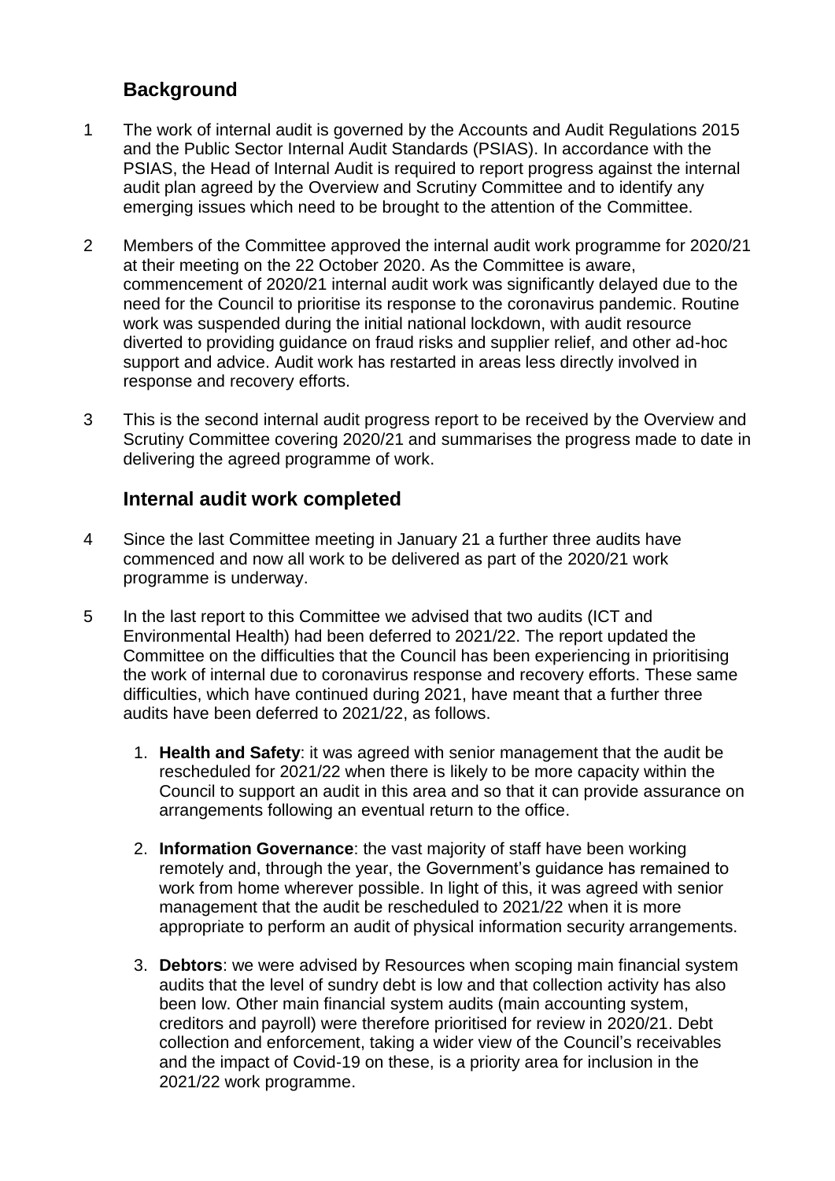## Background

1 The work of internal audit is governed by the Accounts and Audit Regulations 2015 and the Public Sector Internal Audit Standards (PSIAS). In accordance with the PSIAS, the Head of Internal Audit is required to report progress against the internal audit plan agreed by the Overview and Scrutiny Committee and to identify any emerging issues which need to be brought to the attention of the Committee.

2 Members of the Committee approved the internal audit work programme for 2020/21 at their meeting on the 22 October 2020. As the Committee is aware, commencement of 2020/21 internal audit work was significantly delayed due to the need for the Council to prioritise its response to the coronavirus pandemic. Routine work was suspended during the initial national lockdown, with audit resource diverted to providing guidance on fraud risks and supplier relief, and other ad-hoc support and advice. Audit work has restarted in areas less directly involved in response and recovery efforts.

3 This is the second internal audit progress report to be received by the Overview and Scrutiny Committee covering 2020/21 and summarises the progress made to date in delivering the agreed programme of work.

## Internal audit work completed

4 Since the last Committee meeting in January 21 a further three audits have commenced and now all work to be delivered as part of the 2020/21 work programme is underway.

5 In the last report to this Committee we advised that two audits (ICT and Environmental Health) had been deferred to 2021/22. The report updated the Committee on the difficulties that the Council has been experiencing in prioritising the work of internal due to coronavirus response and recovery efforts. These same difficulties, which have continued during 2021, have meant that a further three audits have been deferred to 2021/22, as follows.

1. **Health and Safety**: it was agreed with senior management that the audit be rescheduled for 2021/22 when there is likely to be more capacity within the Council to support an audit in this area and so that it can provide assurance on arrangements following an eventual return to the office.

2. **Information Governance**: the vast majority of staff have been working remotely and, through the year, the Government's guidance has remained to work from home wherever possible. In light of this, it was agreed with senior management that the audit be rescheduled to 2021/22 when it is more appropriate to perform an audit of physical information security arrangements.

3. **Debtors**: we were advised by Resources when scoping main financial system audits that the level of sundry debt is low and that collection activity has also been low. Other main financial system audits (main accounting system, creditors and payroll) were therefore prioritised for review in 2020/21. Debt collection and enforcement, taking a wider view of the Council's receivables and the impact of Covid-19 on these, is a priority area for inclusion in the 2021/22 work programme.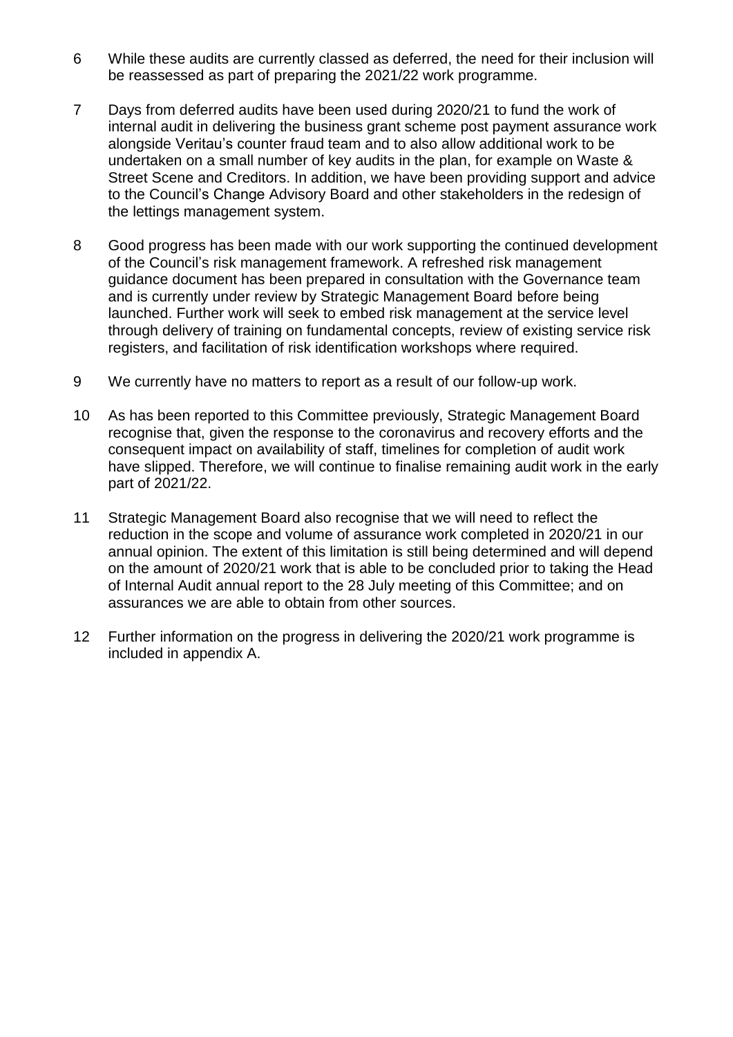6 While these audits are currently classed as deferred, the need for their inclusion will be reassessed as part of preparing the 2021/22 work programme.

7 Days from deferred audits have been used during 2020/21 to fund the work of internal audit in delivering the business grant scheme post payment assurance work alongside Veritau's counter fraud team and to also allow additional work to be undertaken on a small number of key audits in the plan, for example on Waste & Street Scene and Creditors. In addition, we have been providing support and advice to the Council's Change Advisory Board and other stakeholders in the redesign of the lettings management system.

8 Good progress has been made with our work supporting the continued development of the Council's risk management framework. A refreshed risk management guidance document has been prepared in consultation with the Governance team and is currently under review by Strategic Management Board before being launched. Further work will seek to embed risk management at the service level through delivery of training on fundamental concepts, review of existing service risk registers, and facilitation of risk identification workshops where required.

9 We currently have no matters to report as a result of our follow-up work.

10 As has been reported to this Committee previously, Strategic Management Board recognise that, given the response to the coronavirus and recovery efforts and the consequent impact on availability of staff, timelines for completion of audit work have slipped. Therefore, we will continue to finalise remaining audit work in the early part of 2021/22.

11 Strategic Management Board also recognise that we will need to reflect the reduction in the scope and volume of assurance work completed in 2020/21 in our annual opinion. The extent of this limitation is still being determined and will depend on the amount of 2020/21 work that is able to be concluded prior to taking the Head of Internal Audit annual report to the 28 July meeting of this Committee; and on assurances we are able to obtain from other sources.

12 Further information on the progress in delivering the 2020/21 work programme is included in appendix A.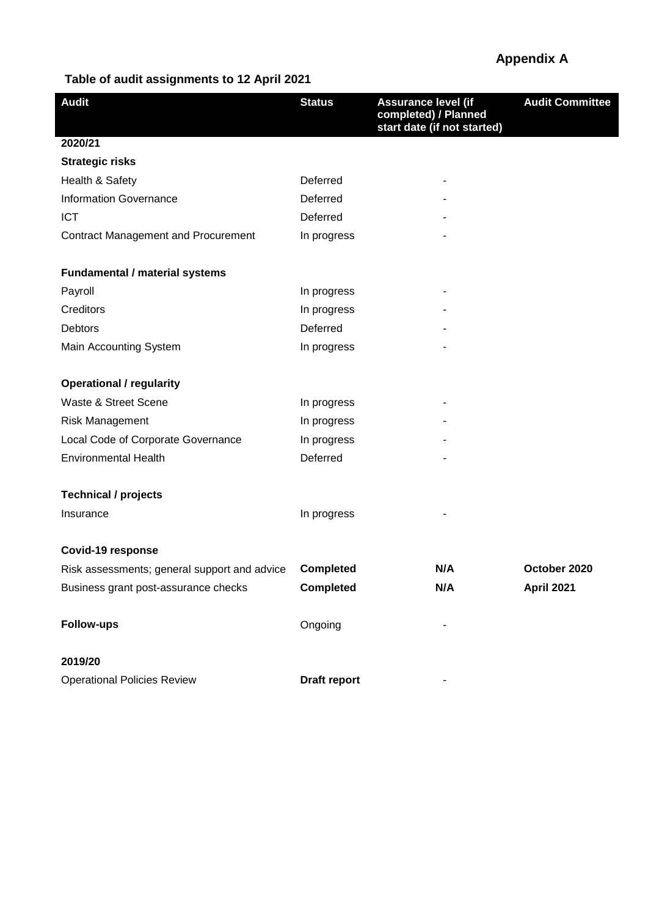**Appendix A**

**Table of audit assignments to 12 April 2021**

| Audit | Status | Assurance level (if completed) / Planned start date (if not started) | Audit Committee |
|---|---|---|---|
| **2020/21** | | | |
| **Strategic risks** | | | |
| Health & Safety | Deferred | - | |
| Information Governance | Deferred | - | |
| ICT | Deferred | - | |
| Contract Management and Procurement | In progress | - | |
| | | | |
| **Fundamental / material systems** | | | |
| Payroll | In progress | - | |
| Creditors | In progress | - | |
| Debtors | Deferred | - | |
| Main Accounting System | In progress | - | |
| | | | |
| **Operational / regularity** | | | |
| Waste & Street Scene | In progress | - | |
| Risk Management | In progress | - | |
| Local Code of Corporate Governance | In progress | - | |
| Environmental Health | Deferred | - | |
| | | | |
| **Technical / projects** | | | |
| Insurance | In progress | - | |
| | | | |
| **Covid-19 response** | | | |
| Risk assessments; general support and advice | **Completed** | **N/A** | **October 2020** |
| Business grant post-assurance checks | **Completed** | **N/A** | **April 2021** |
| | | | |
| **Follow-ups** | Ongoing | - | |
| | | | |
| **2019/20** | | | |
| Operational Policies Review | **Draft report** | - | |